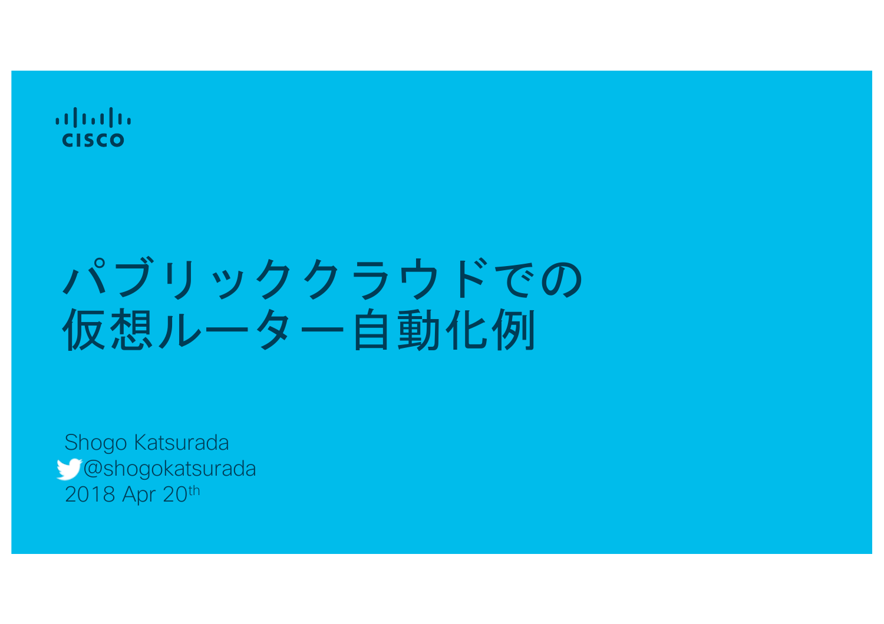cisco

# パブリッククラウドでの仮想ルーター自動化例

Shogo Katsurada

@shogokatsurada

2018 Apr 20th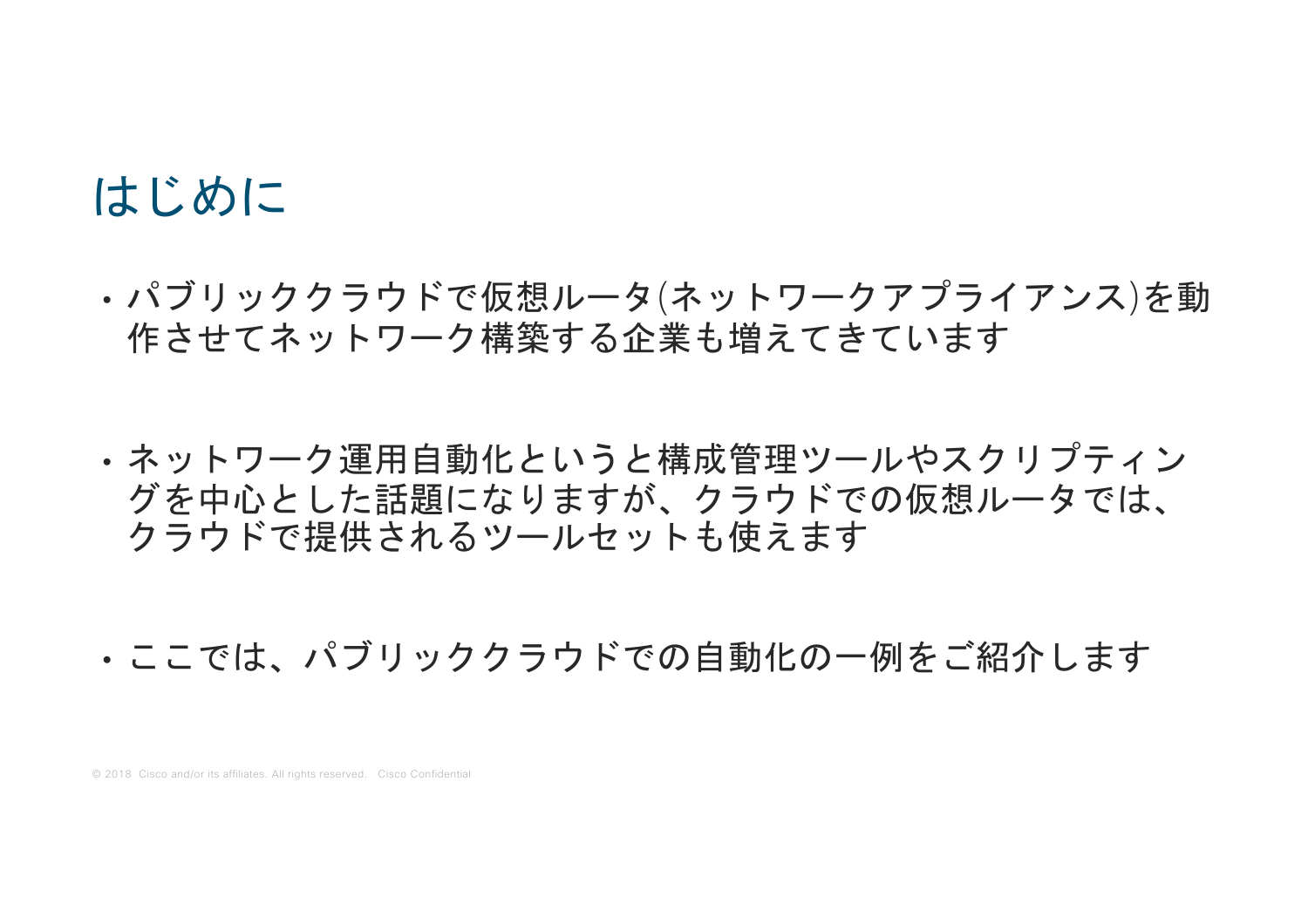# はじめに

- パブリッククラウドで仮想ルータ(ネットワークアプライアンス)を動作させせてネットワーク構築する企業も増えてきています
- ネットワーク運用自動化というと構成管理ツールやスクリプティングを中心とした話題になりますが、クラウドでの仮想ルータでは、クラウドで提供されるツールセットも使えます
- ここでは、パブリッククラウドでの自動化の一例をご紹介します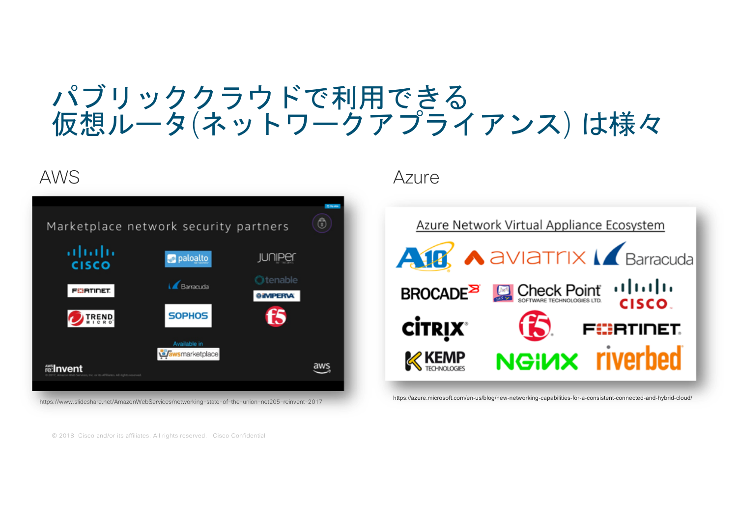# パブリッククラウドで利用できる仮想ルータ(ネットワークアプライアンス) は様々

## AWS

Marketplace network security partners

cisco / paloalto / JUNIPER / FORTINET / Barracuda / tenable / IMPERVA / TREND MICRO / SOPHOS / f5

Available in awsmarketplace

https://www.slideshare.net/AmazonWebServices/networking-state-of-the-union-net205-reinvent-2017

## Azure

Azure Network Virtual Appliance Ecosystem

A10 / aviatrix / Barracuda / BROCADE / Check Point SOFTWARE TECHNOLOGIES LTD. / cisco / CITRIX / f5 / FORTINET / KEMP TECHNOLOGIES / NGINX / riverbed

https://azure.microsoft.com/en-us/blog/new-networking-capabilities-for-a-consistent-connected-and-hybrid-cloud/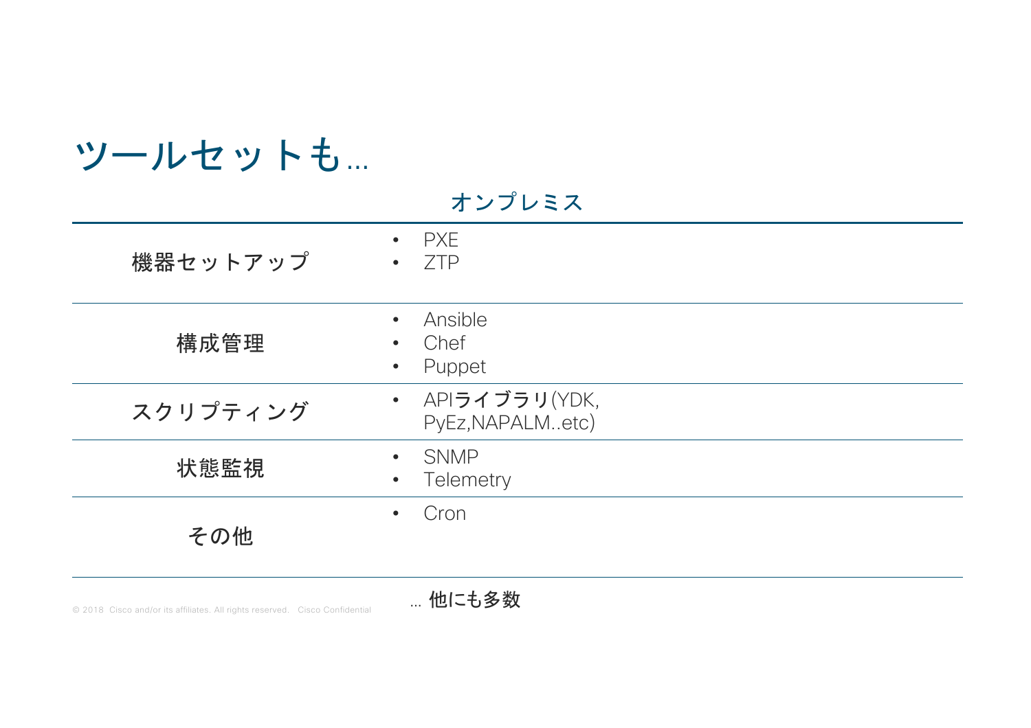# ツールセットも…

| | オンプレミス |
| --- | --- |
| 機器セットアップ | • PXE<br>• ZTP |
| 構成管理 | • Ansible<br>• Chef<br>• Puppet |
| スクリプティング | • APIライブラリ(YDK, PyEz,NAPALM..etc) |
| 状態監視 | • SNMP<br>• Telemetry |
| その他 | • Cron |

… 他にも多数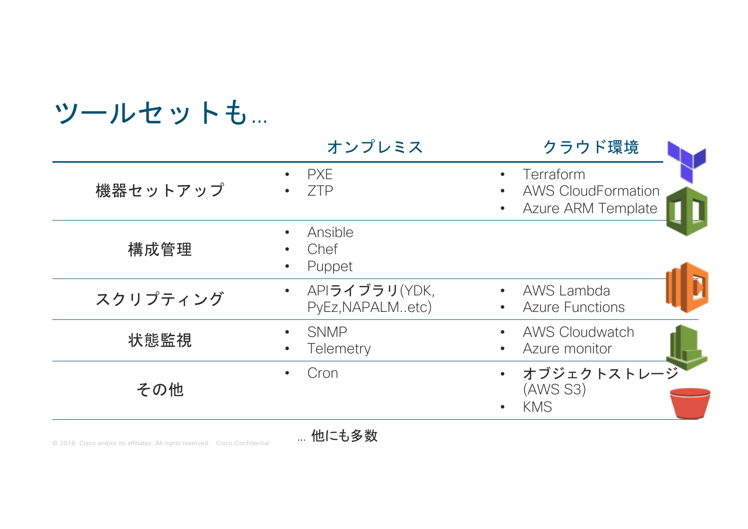# ツールセットも…

| | オンプレミス | クラウド環境 |
|---|---|---|
| 機器セットアップ | • PXE<br>• ZTP | • Terraform<br>• AWS CloudFormation<br>• Azure ARM Template |
| 構成管理 | • Ansible<br>• Chef<br>• Puppet | |
| スクリプティング | • APIライブラリ(YDK, PyEz,NAPALM..etc) | • AWS Lambda<br>• Azure Functions |
| 状態監視 | • SNMP<br>• Telemetry | • AWS Cloudwatch<br>• Azure monitor |
| その他 | • Cron | • オブジェクトストレージ (AWS S3)<br>• KMS |

… 他にも多数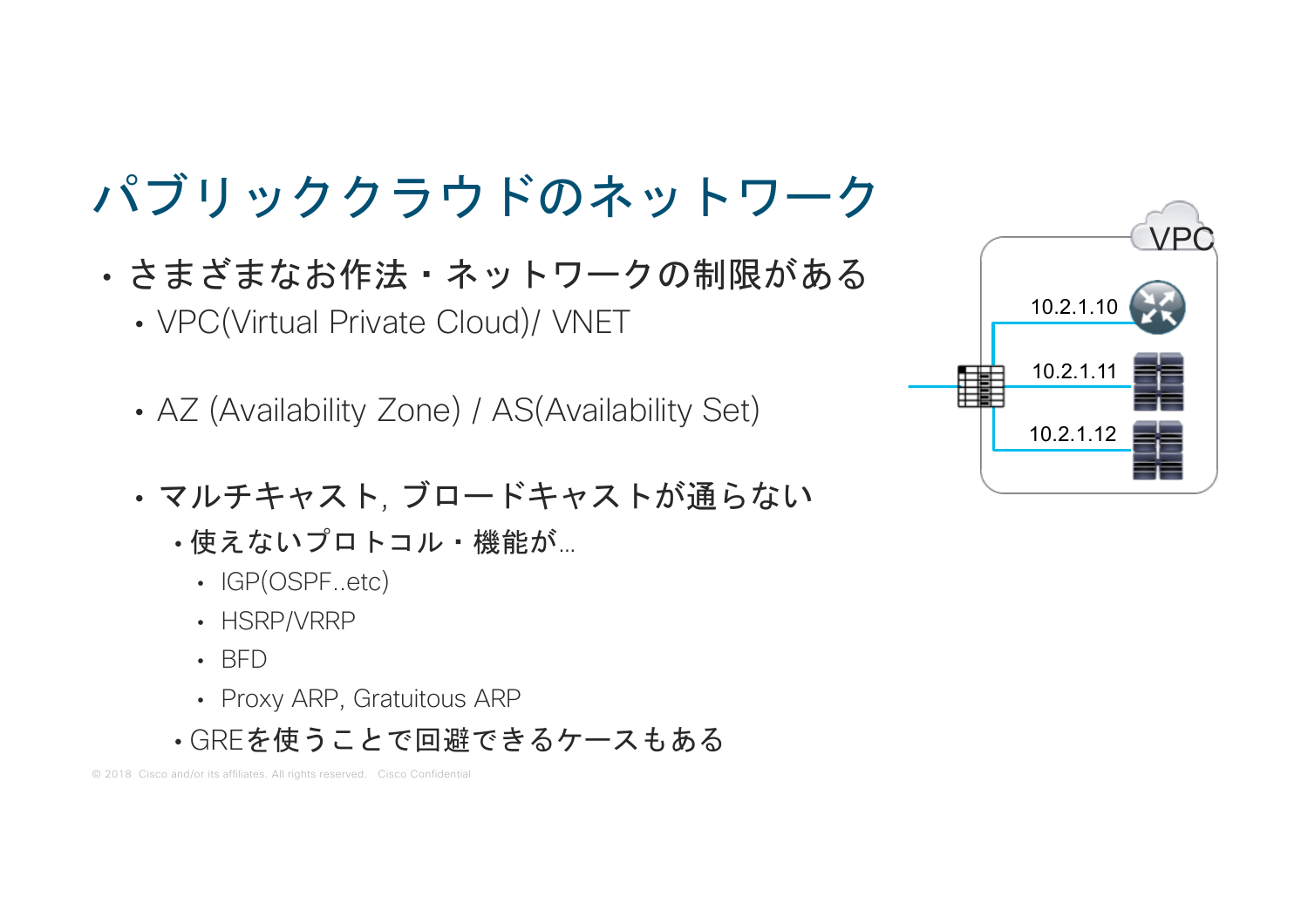# パブリッククラウドのネットワーク

- さまざまなお作法・ネットワークの制限がある
  - VPC(Virtual Private Cloud)/ VNET
  - AZ (Availability Zone) / AS(Availability Set)
  - マルチキャスト, ブロードキャストが通らない
    - 使えないプロトコル・機能が…
      - IGP(OSPF..etc)
      - HSRP/VRRP
      - BFD
      - Proxy ARP, Gratuitous ARP
    - GREを使うことで回避できるケースもある

VPC

10.2.1.10

10.2.1.11

10.2.1.12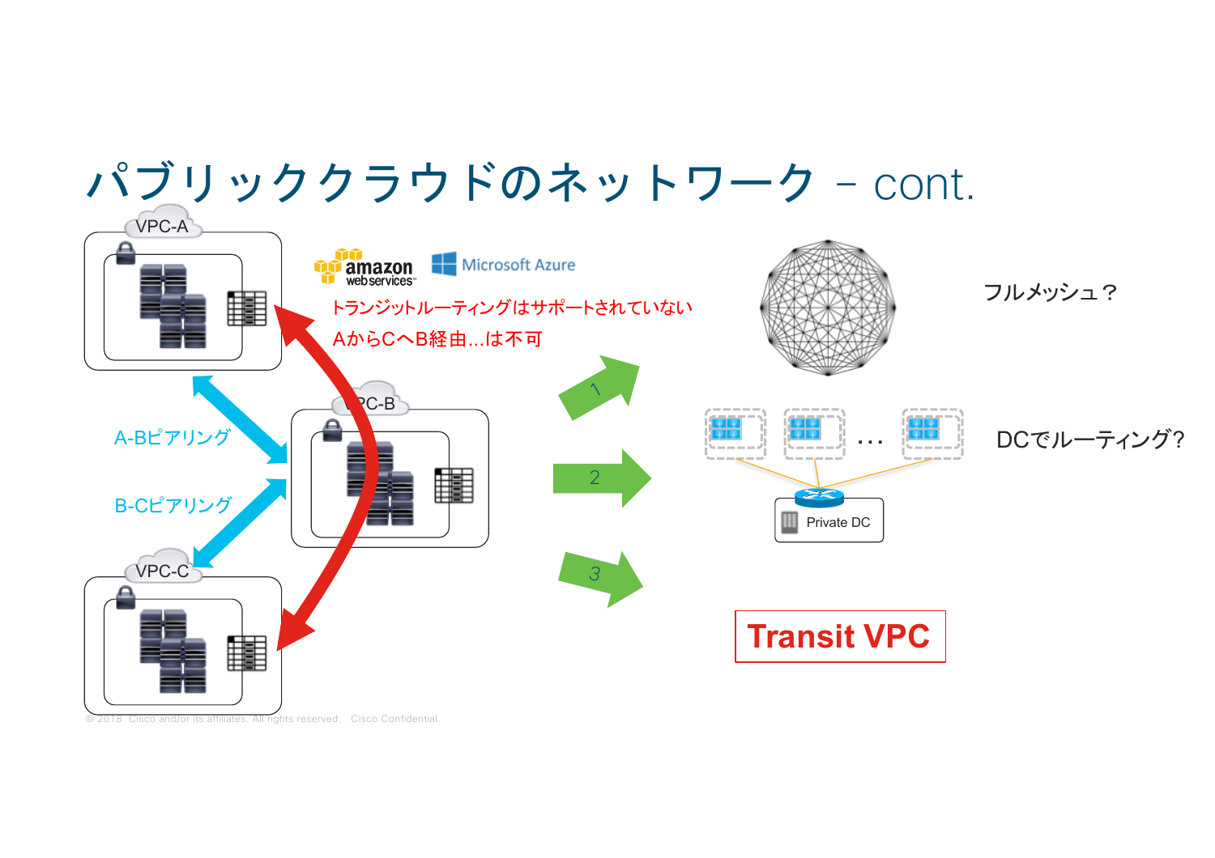# パブリッククラウドのネットワーク – cont.

VPC-A

VPC-B

VPC-C

A-Bピアリング

B-Cピアリング

amazon web services　Microsoft Azure

トランジットルーティングはサポートされていない

AからCへB経由...は不可

1 → フルメッシュ？

2 → DCでルーティング？

Private DC

3 → **Transit VPC**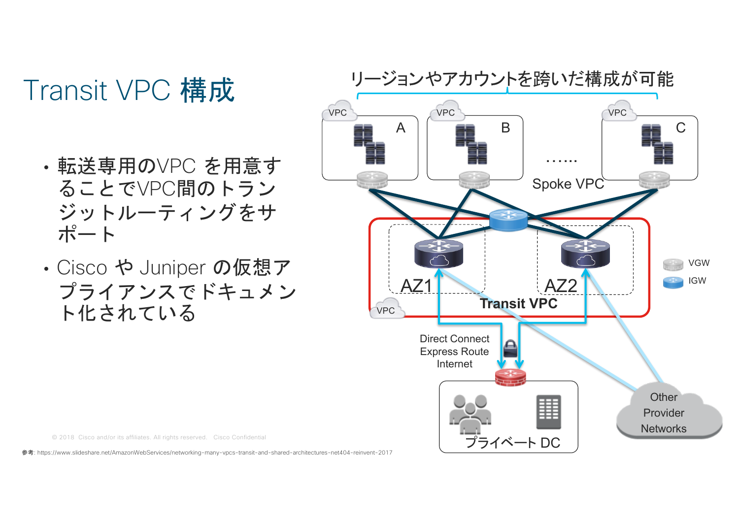# Transit VPC 構成

- 転送専用のVPC を用意することでVPC間のトランジットルーティングをサポート
- Cisco や Juniper の仮想アプライアンスでドキュメント化されている

リージョンやアカウントを跨いだ構成が可能

VPC A

VPC B

……

VPC C

Spoke VPC

AZ1

AZ2

Transit VPC

VPC

VGW

IGW

Direct Connect
Express Route
Internet

プライベート DC

Other Provider Networks

© 2018 Cisco and/or its affiliates. All rights reserved. Cisco Confidential

参考: https://www.slideshare.net/AmazonWebServices/networking-many-vpcs-transit-and-shared-architectures-net404-reinvent-2017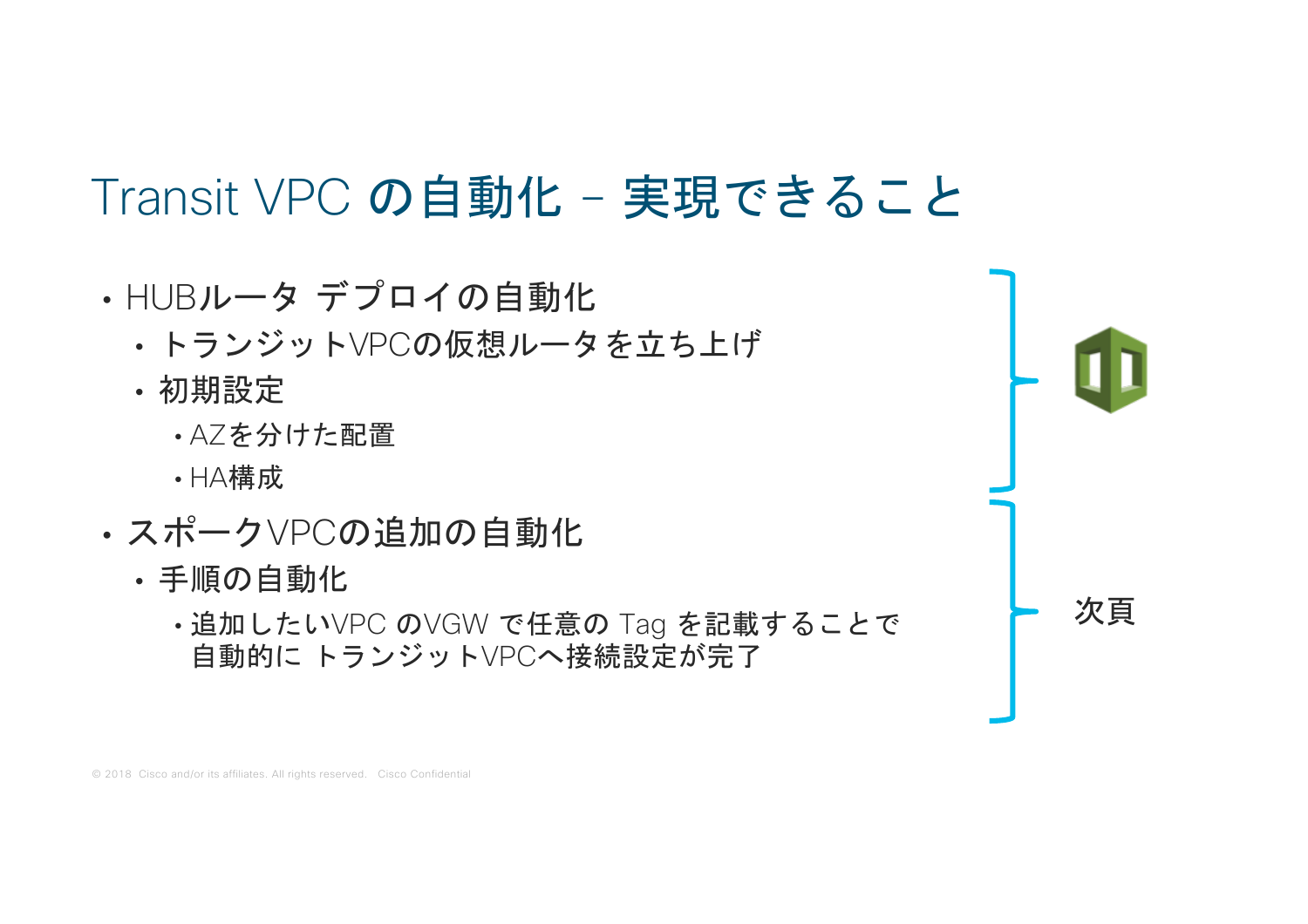# Transit VPC の自動化 – 実現できること

- HUBルータ デプロイの自動化
  - トランジットVPCの仮想ルータを立ち上げ
  - 初期設定
    - AZを分けた配置
    - HA構成
- スポークVPCの追加の自動化
  - 手順の自動化
    - 追加したいVPC のVGW で任意の Tag を記載することで自動的に トランジットVPCへ接続設定が完了

次頁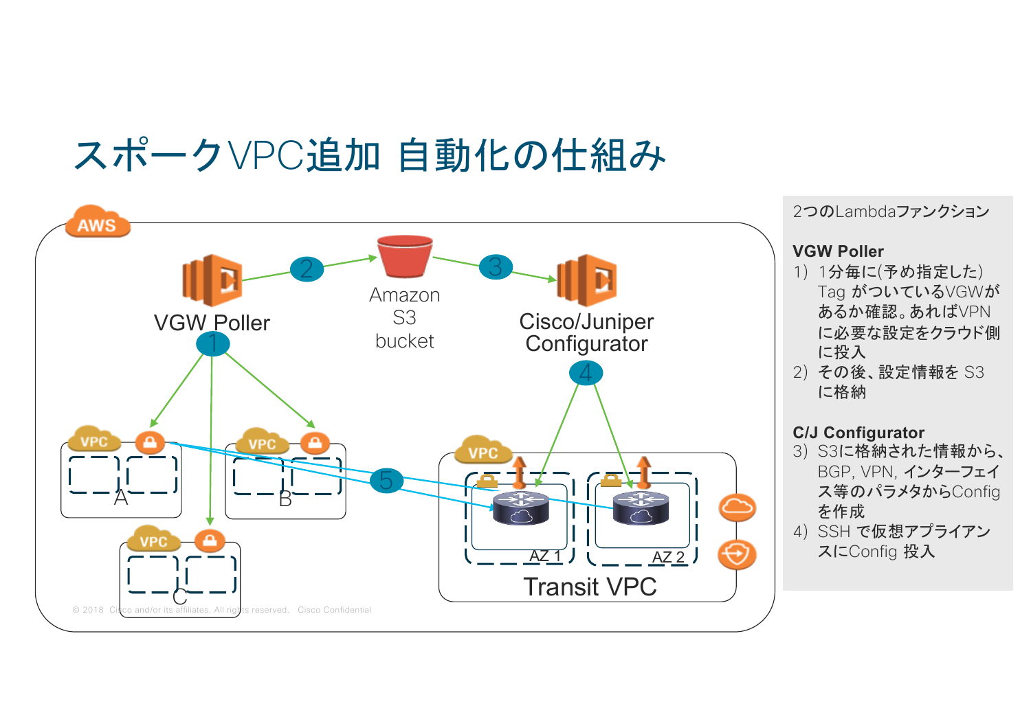# スポークVPC追加 自動化の仕組み

AWS

VGW Poller

Amazon S3 bucket

Cisco/Juniper Configurator

VPC A

VPC B

VPC C

Transit VPC

AZ 1

AZ 2

2つのLambdaファンクション

**VGW Poller**

1) 1分毎に(予め指定した) Tag がついているVGWがあるか確認。あればVPNに必要な設定をクラウド側に投入
2) その後、設定情報を S3 に格納

**C/J Configurator**

3) S3に格納された情報から、BGP, VPN, インターフェイス等のパラメタからConfigを作成
4) SSH で仮想アプライアンスにConfig 投入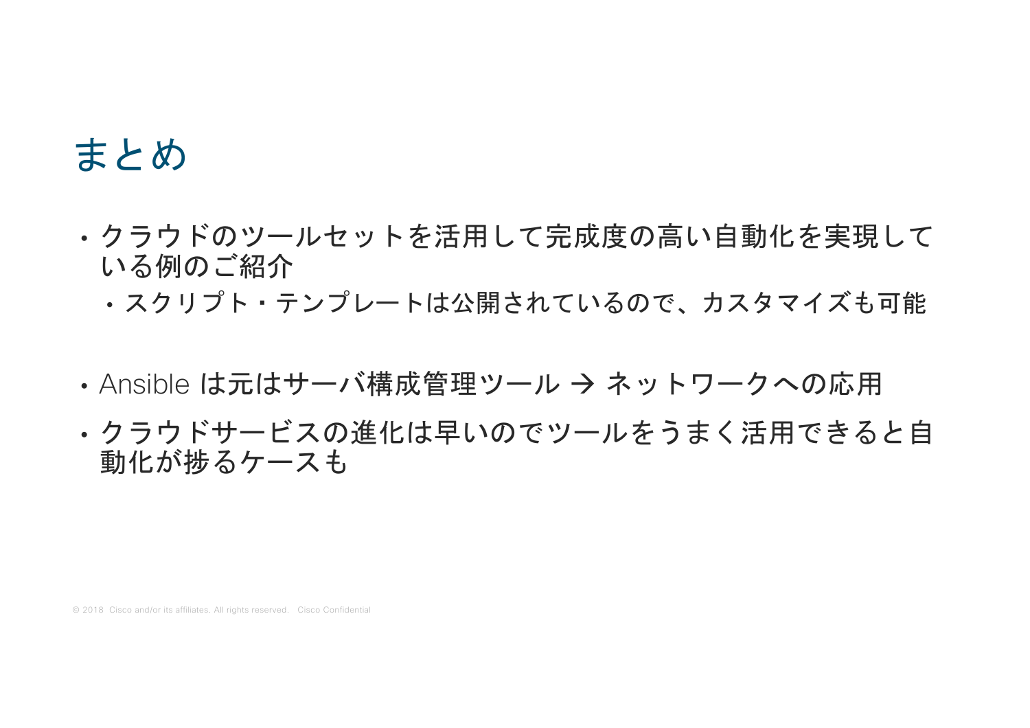# まとめ

- クラウドのツールセットを活用して完成度の高い自動化を実現している例のご紹介
  - スクリプト・テンプレートは公開されているので、カスタマイズも可能

- Ansible は元はサーバ構成管理ツール → ネットワークへの応用
- クラウドサービスの進化は早いのでツールをうまく活用できると自動化が捗るケースも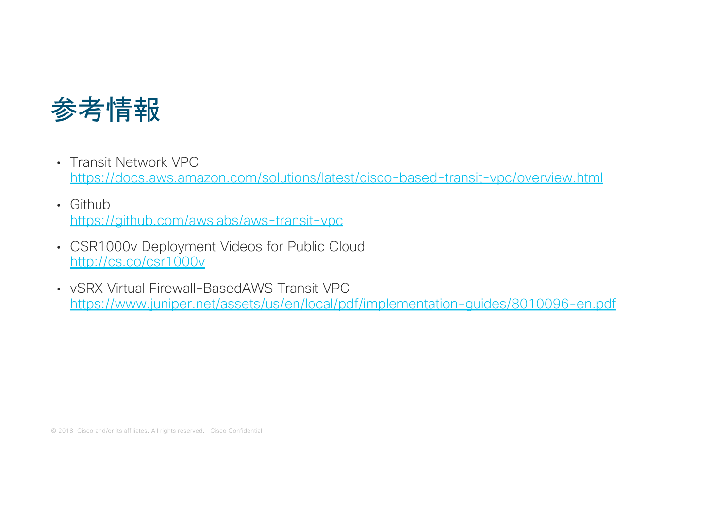# 参考情報

- Transit Network VPC
  https://docs.aws.amazon.com/solutions/latest/cisco-based-transit-vpc/overview.html
- Github
  https://github.com/awslabs/aws-transit-vpc
- CSR1000v Deployment Videos for Public Cloud
  http://cs.co/csr1000v
- vSRX Virtual Firewall-BasedAWS Transit VPC
  https://www.juniper.net/assets/us/en/local/pdf/implementation-guides/8010096-en.pdf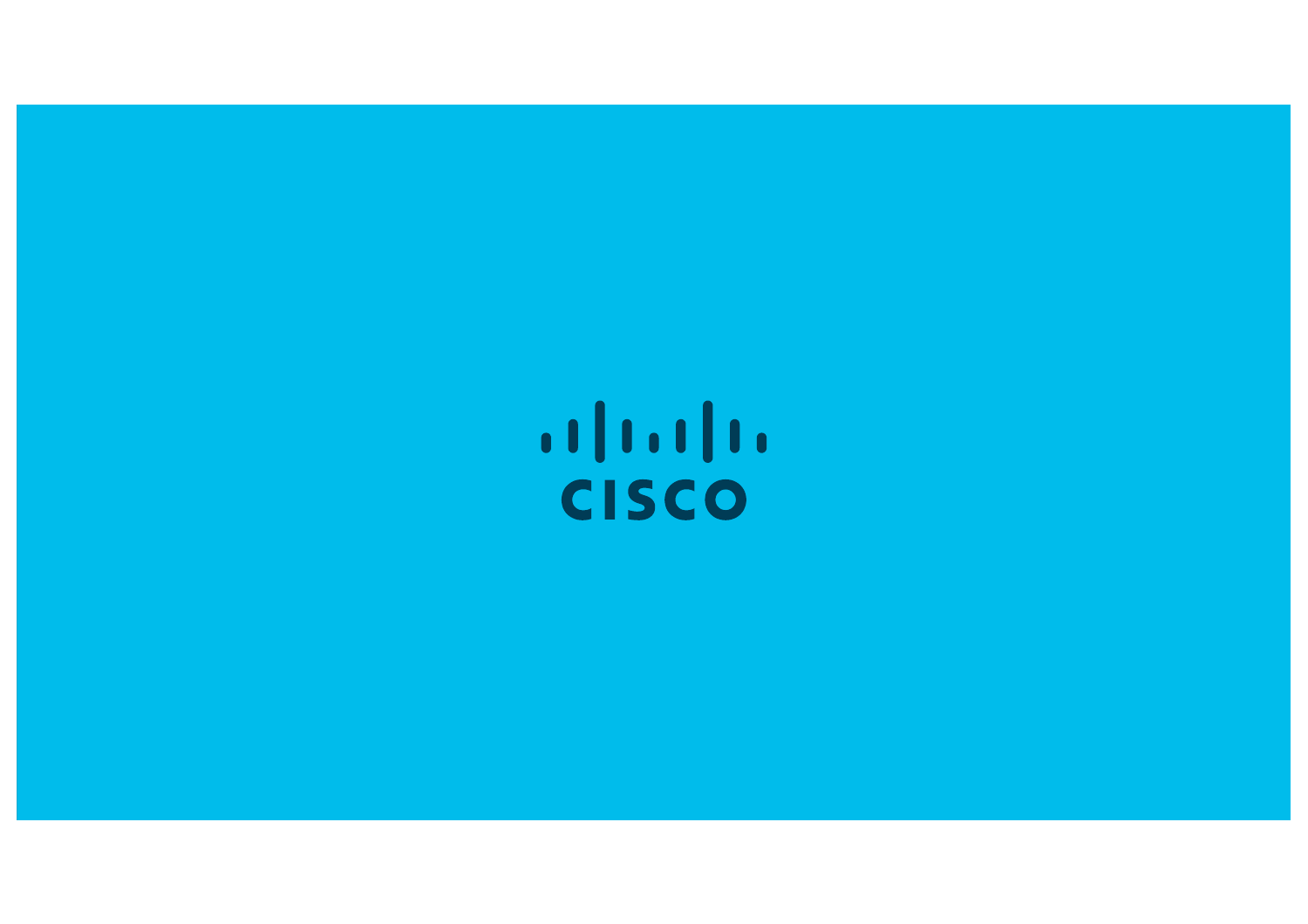CISCO